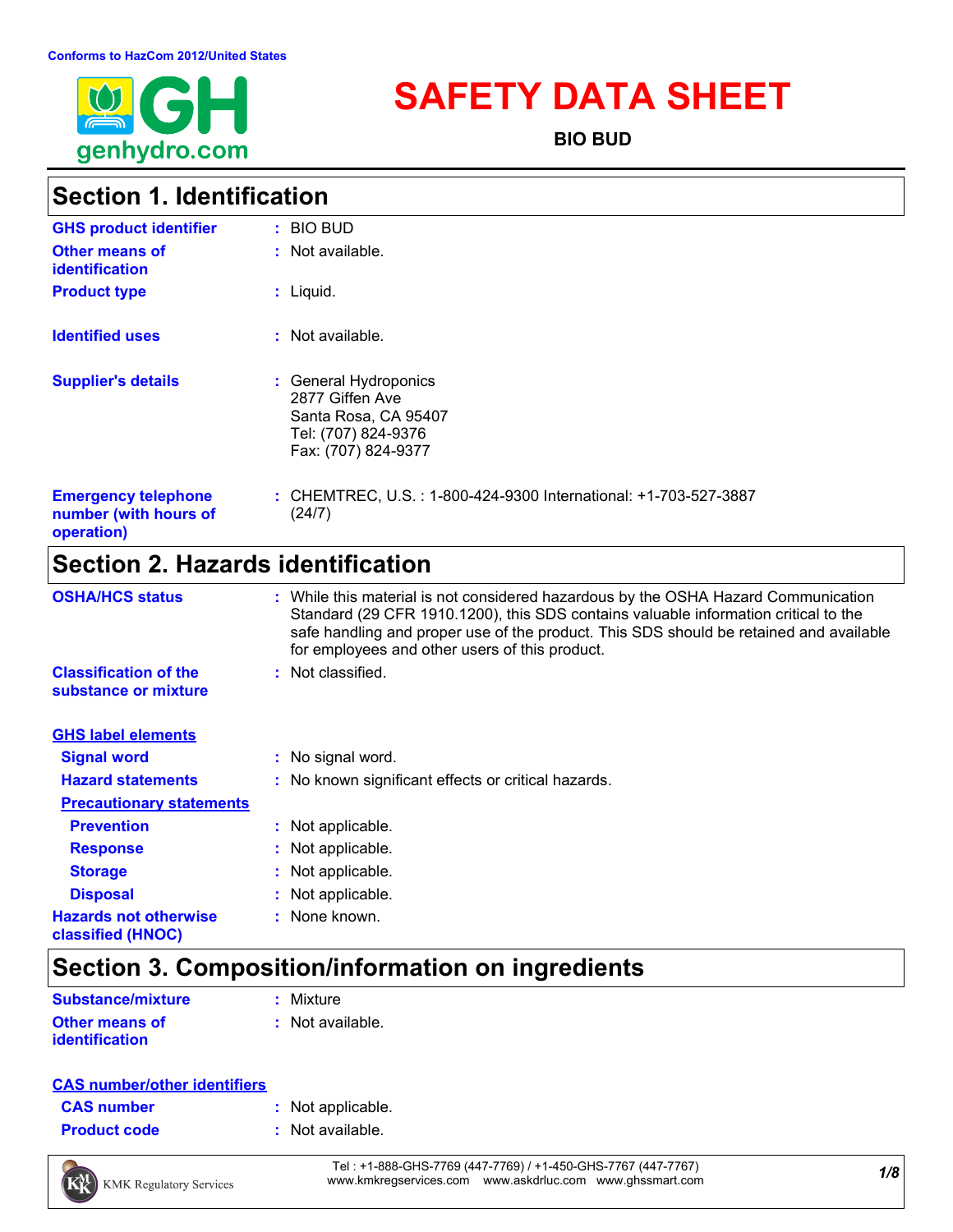Conforms to HazCom 2012/United States

# SAFETY DATA SHEET

**BIO BUD**

## Section 1. Identification

**GHS product identifier** : BIO BUD

**Other means of identification** : Not available.

**Product type** : Liquid.

**Identified uses** : Not available.

**Supplier's details** : General Hydroponics
2877 Giffen Ave
Santa Rosa, CA 95407
Tel: (707) 824-9376
Fax: (707) 824-9377

**Emergency telephone number (with hours of operation)** : CHEMTREC, U.S. : 1-800-424-9300 International: +1-703-527-3887 (24/7)

## Section 2. Hazards identification

**OSHA/HCS status** : While this material is not considered hazardous by the OSHA Hazard Communication Standard (29 CFR 1910.1200), this SDS contains valuable information critical to the safe handling and proper use of the product. This SDS should be retained and available for employees and other users of this product.

**Classification of the substance or mixture** : Not classified.

**GHS label elements**

**Signal word** : No signal word.

**Hazard statements** : No known significant effects or critical hazards.

**Precautionary statements**

**Prevention** : Not applicable.

**Response** : Not applicable.

**Storage** : Not applicable.

**Disposal** : Not applicable.

**Hazards not otherwise classified (HNOC)** : None known.

## Section 3. Composition/information on ingredients

**Substance/mixture** : Mixture

**Other means of identification** : Not available.

**CAS number/other identifiers**

**CAS number** : Not applicable.

**Product code** : Not available.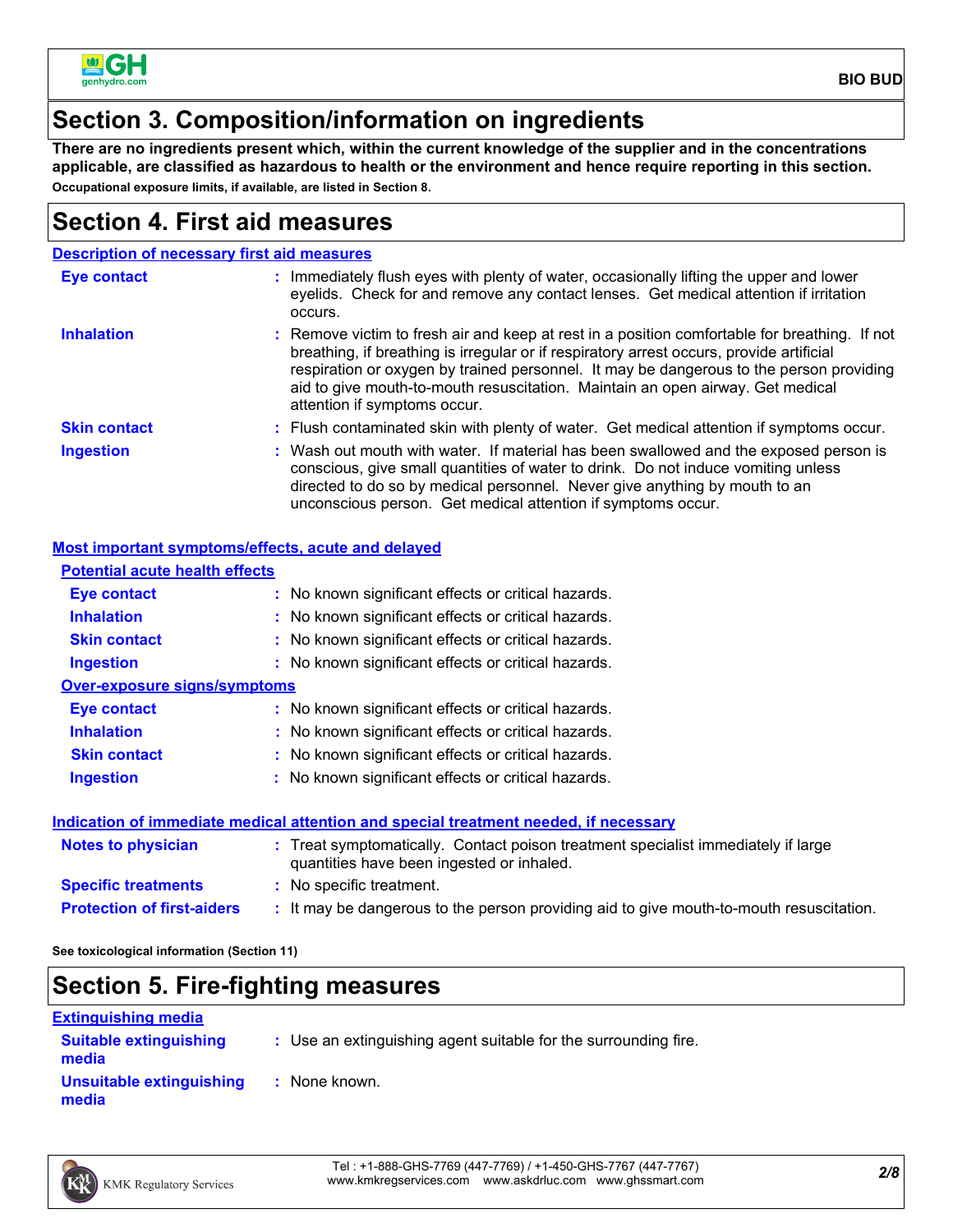## Section 3. Composition/information on ingredients

**There are no ingredients present which, within the current knowledge of the supplier and in the concentrations applicable, are classified as hazardous to health or the environment and hence require reporting in this section.**

**Occupational exposure limits, if available, are listed in Section 8.**

## Section 4. First aid measures

### Description of necessary first aid measures

| | |
|---|---|
| **Eye contact** | : Immediately flush eyes with plenty of water, occasionally lifting the upper and lower eyelids. Check for and remove any contact lenses. Get medical attention if irritation occurs. |
| **Inhalation** | : Remove victim to fresh air and keep at rest in a position comfortable for breathing. If not breathing, if breathing is irregular or if respiratory arrest occurs, provide artificial respiration or oxygen by trained personnel. It may be dangerous to the person providing aid to give mouth-to-mouth resuscitation. Maintain an open airway. Get medical attention if symptoms occur. |
| **Skin contact** | : Flush contaminated skin with plenty of water. Get medical attention if symptoms occur. |
| **Ingestion** | : Wash out mouth with water. If material has been swallowed and the exposed person is conscious, give small quantities of water to drink. Do not induce vomiting unless directed to do so by medical personnel. Never give anything by mouth to an unconscious person. Get medical attention if symptoms occur. |

### Most important symptoms/effects, acute and delayed

**Potential acute health effects**

| | |
|---|---|
| **Eye contact** | : No known significant effects or critical hazards. |
| **Inhalation** | : No known significant effects or critical hazards. |
| **Skin contact** | : No known significant effects or critical hazards. |
| **Ingestion** | : No known significant effects or critical hazards. |

**Over-exposure signs/symptoms**

| | |
|---|---|
| **Eye contact** | : No known significant effects or critical hazards. |
| **Inhalation** | : No known significant effects or critical hazards. |
| **Skin contact** | : No known significant effects or critical hazards. |
| **Ingestion** | : No known significant effects or critical hazards. |

### Indication of immediate medical attention and special treatment needed, if necessary

| | |
|---|---|
| **Notes to physician** | : Treat symptomatically. Contact poison treatment specialist immediately if large quantities have been ingested or inhaled. |
| **Specific treatments** | : No specific treatment. |
| **Protection of first-aiders** | : It may be dangerous to the person providing aid to give mouth-to-mouth resuscitation. |

**See toxicological information (Section 11)**

## Section 5. Fire-fighting measures

### Extinguishing media

| | |
|---|---|
| **Suitable extinguishing media** | : Use an extinguishing agent suitable for the surrounding fire. |
| **Unsuitable extinguishing media** | : None known. |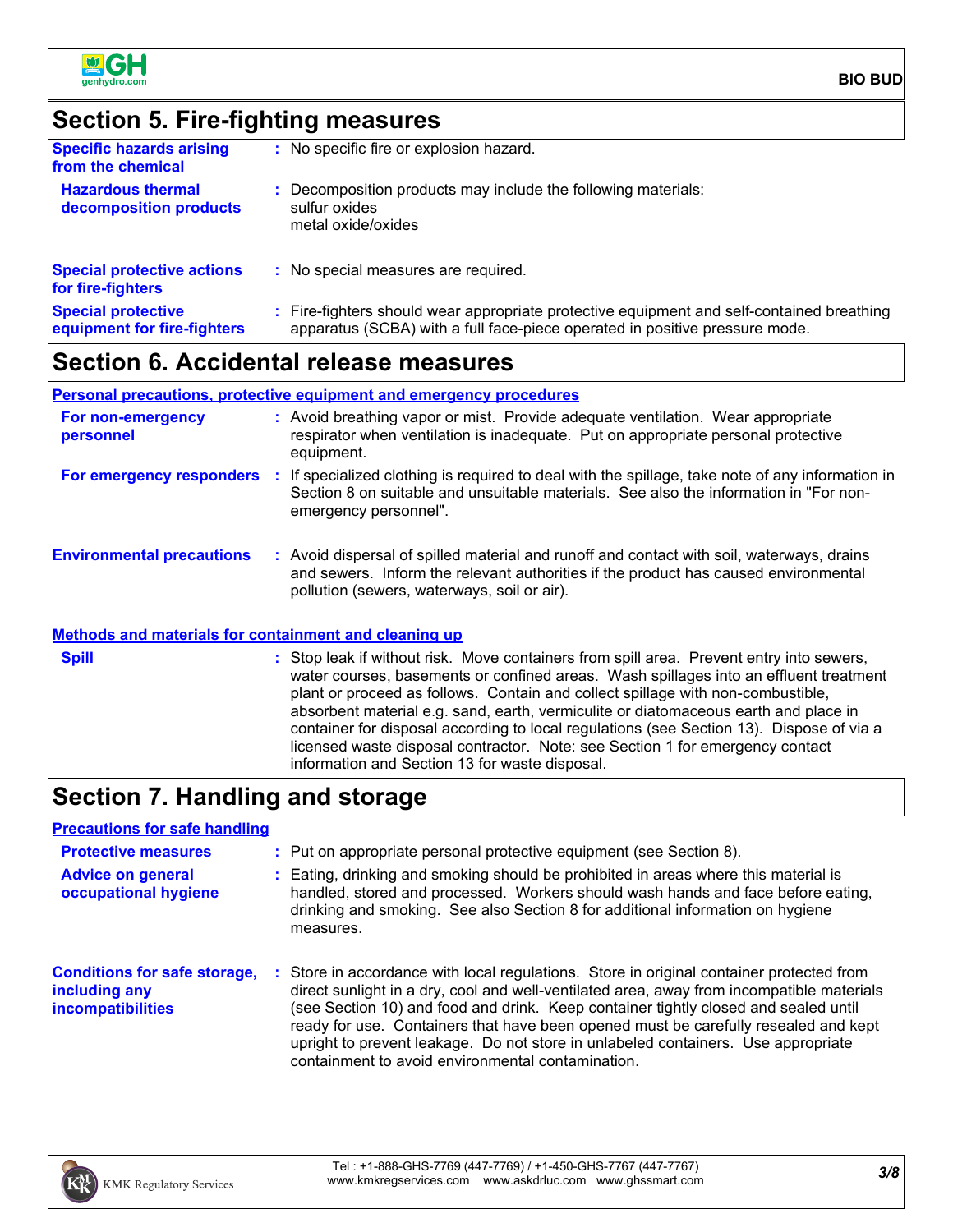## Section 5. Fire-fighting measures

| | |
|---|---|
| **Specific hazards arising from the chemical** | : No specific fire or explosion hazard. |
| **Hazardous thermal decomposition products** | : Decomposition products may include the following materials: sulfur oxides metal oxide/oxides |
| **Special protective actions for fire-fighters** | : No special measures are required. |
| **Special protective equipment for fire-fighters** | : Fire-fighters should wear appropriate protective equipment and self-contained breathing apparatus (SCBA) with a full face-piece operated in positive pressure mode. |

## Section 6. Accidental release measures

### Personal precautions, protective equipment and emergency procedures

| | |
|---|---|
| **For non-emergency personnel** | : Avoid breathing vapor or mist. Provide adequate ventilation. Wear appropriate respirator when ventilation is inadequate. Put on appropriate personal protective equipment. |
| **For emergency responders** | : If specialized clothing is required to deal with the spillage, take note of any information in Section 8 on suitable and unsuitable materials. See also the information in "For non-emergency personnel". |
| **Environmental precautions** | : Avoid dispersal of spilled material and runoff and contact with soil, waterways, drains and sewers. Inform the relevant authorities if the product has caused environmental pollution (sewers, waterways, soil or air). |

### Methods and materials for containment and cleaning up

| | |
|---|---|
| **Spill** | : Stop leak if without risk. Move containers from spill area. Prevent entry into sewers, water courses, basements or confined areas. Wash spillages into an effluent treatment plant or proceed as follows. Contain and collect spillage with non-combustible, absorbent material e.g. sand, earth, vermiculite or diatomaceous earth and place in container for disposal according to local regulations (see Section 13). Dispose of via a licensed waste disposal contractor. Note: see Section 1 for emergency contact information and Section 13 for waste disposal. |

## Section 7. Handling and storage

### Precautions for safe handling

| | |
|---|---|
| **Protective measures** | : Put on appropriate personal protective equipment (see Section 8). |
| **Advice on general occupational hygiene** | : Eating, drinking and smoking should be prohibited in areas where this material is handled, stored and processed. Workers should wash hands and face before eating, drinking and smoking. See also Section 8 for additional information on hygiene measures. |
| **Conditions for safe storage, including any incompatibilities** | : Store in accordance with local regulations. Store in original container protected from direct sunlight in a dry, cool and well-ventilated area, away from incompatible materials (see Section 10) and food and drink. Keep container tightly closed and sealed until ready for use. Containers that have been opened must be carefully resealed and kept upright to prevent leakage. Do not store in unlabeled containers. Use appropriate containment to avoid environmental contamination. |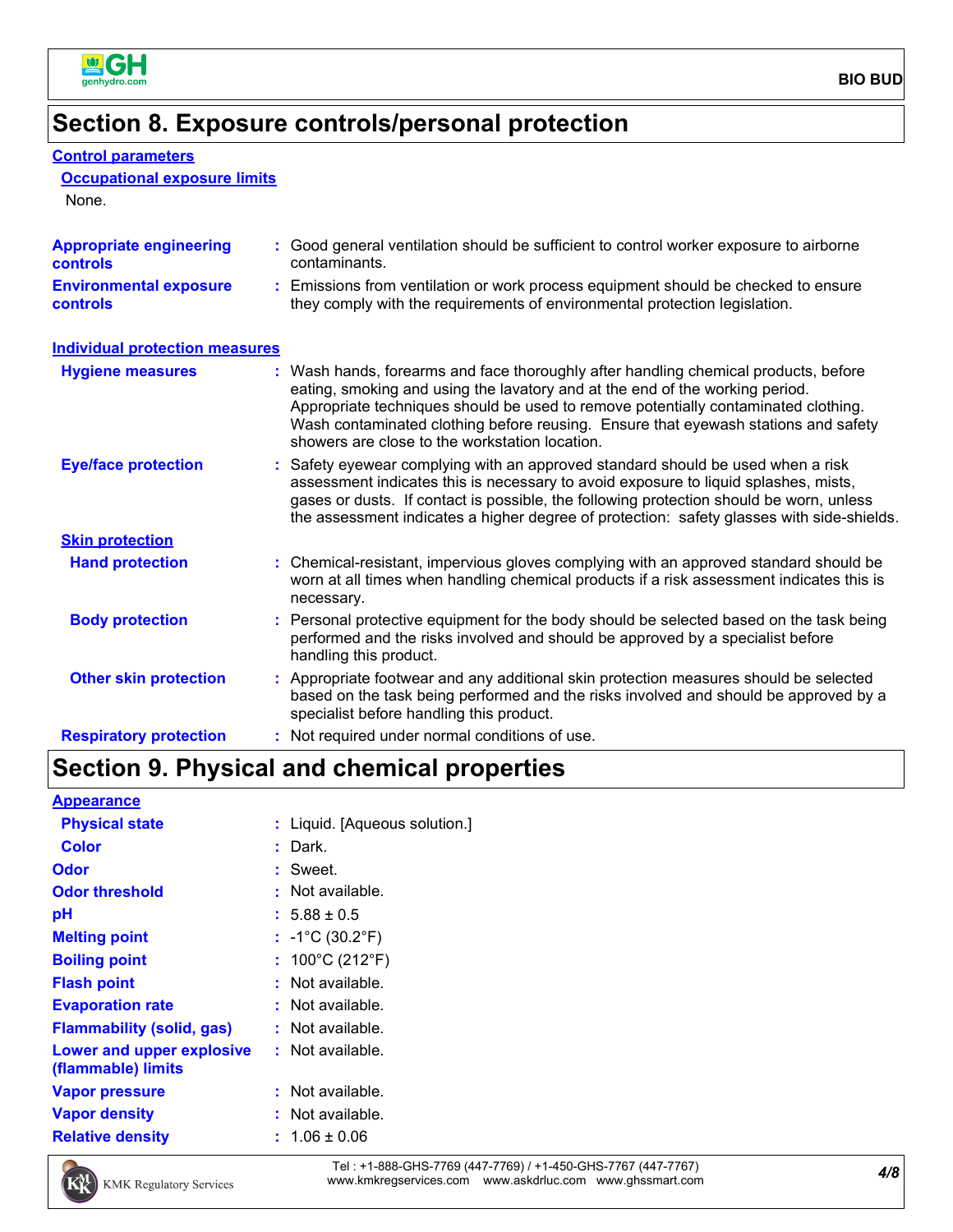## Section 8. Exposure controls/personal protection

### Control parameters

#### Occupational exposure limits

None.

**Appropriate engineering controls** : Good general ventilation should be sufficient to control worker exposure to airborne contaminants.

**Environmental exposure controls** : Emissions from ventilation or work process equipment should be checked to ensure they comply with the requirements of environmental protection legislation.

### Individual protection measures

**Hygiene measures** : Wash hands, forearms and face thoroughly after handling chemical products, before eating, smoking and using the lavatory and at the end of the working period. Appropriate techniques should be used to remove potentially contaminated clothing. Wash contaminated clothing before reusing. Ensure that eyewash stations and safety showers are close to the workstation location.

**Eye/face protection** : Safety eyewear complying with an approved standard should be used when a risk assessment indicates this is necessary to avoid exposure to liquid splashes, mists, gases or dusts. If contact is possible, the following protection should be worn, unless the assessment indicates a higher degree of protection: safety glasses with side-shields.

#### Skin protection

**Hand protection** : Chemical-resistant, impervious gloves complying with an approved standard should be worn at all times when handling chemical products if a risk assessment indicates this is necessary.

**Body protection** : Personal protective equipment for the body should be selected based on the task being performed and the risks involved and should be approved by a specialist before handling this product.

**Other skin protection** : Appropriate footwear and any additional skin protection measures should be selected based on the task being performed and the risks involved and should be approved by a specialist before handling this product.

**Respiratory protection** : Not required under normal conditions of use.

## Section 9. Physical and chemical properties

### Appearance

**Physical state** : Liquid. [Aqueous solution.]

**Color** : Dark.

**Odor** : Sweet.

**Odor threshold** : Not available.

**pH** : 5.88 ± 0.5

**Melting point** : -1°C (30.2°F)

**Boiling point** : 100°C (212°F)

**Flash point** : Not available.

**Evaporation rate** : Not available.

**Flammability (solid, gas)** : Not available.

**Lower and upper explosive (flammable) limits** : Not available.

**Vapor pressure** : Not available.

**Vapor density** : Not available.

**Relative density** : 1.06 ± 0.06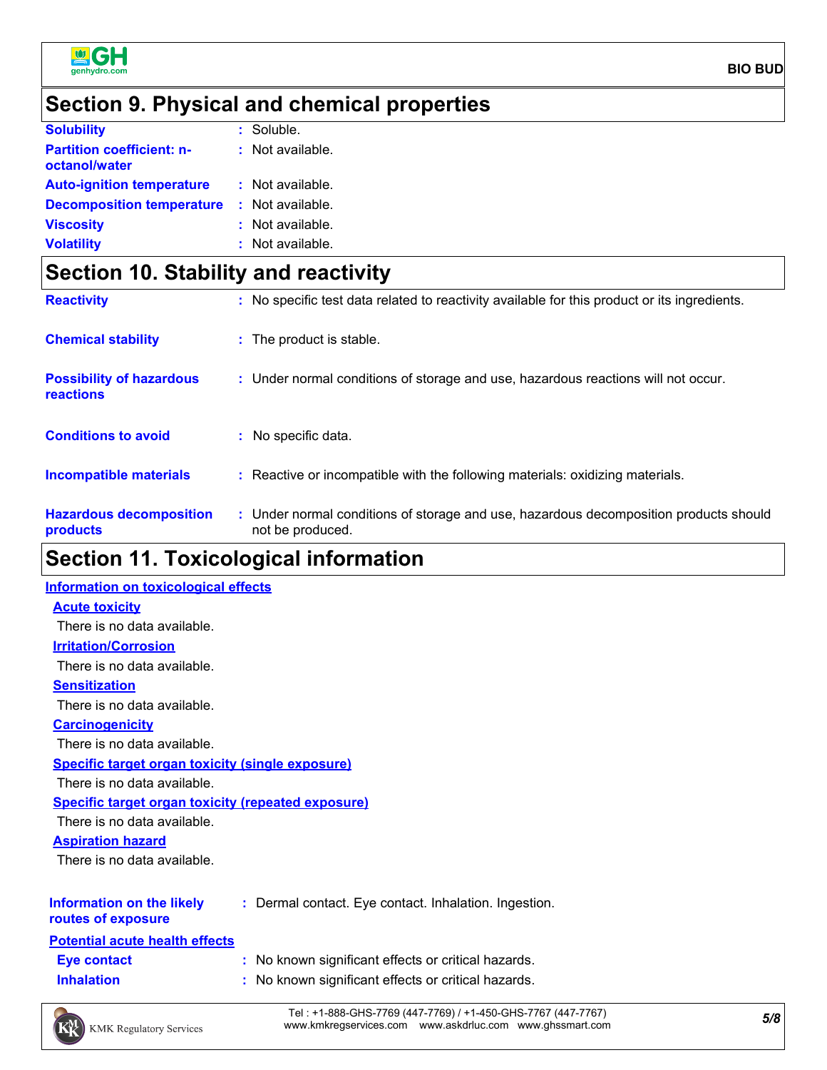## Section 9. Physical and chemical properties

| | |
|---|---|
| **Solubility** | : Soluble. |
| **Partition coefficient: n-octanol/water** | : Not available. |
| **Auto-ignition temperature** | : Not available. |
| **Decomposition temperature** | : Not available. |
| **Viscosity** | : Not available. |
| **Volatility** | : Not available. |

## Section 10. Stability and reactivity

| | |
|---|---|
| **Reactivity** | : No specific test data related to reactivity available for this product or its ingredients. |
| **Chemical stability** | : The product is stable. |
| **Possibility of hazardous reactions** | : Under normal conditions of storage and use, hazardous reactions will not occur. |
| **Conditions to avoid** | : No specific data. |
| **Incompatible materials** | : Reactive or incompatible with the following materials: oxidizing materials. |
| **Hazardous decomposition products** | : Under normal conditions of storage and use, hazardous decomposition products should not be produced. |

## Section 11. Toxicological information

### Information on toxicological effects

**Acute toxicity**

There is no data available.

**Irritation/Corrosion**

There is no data available.

**Sensitization**

There is no data available.

**Carcinogenicity**

There is no data available.

**Specific target organ toxicity (single exposure)**

There is no data available.

**Specific target organ toxicity (repeated exposure)**

There is no data available.

**Aspiration hazard**

There is no data available.

| | |
|---|---|
| **Information on the likely routes of exposure** | : Dermal contact. Eye contact. Inhalation. Ingestion. |

**Potential acute health effects**

| | |
|---|---|
| **Eye contact** | : No known significant effects or critical hazards. |
| **Inhalation** | : No known significant effects or critical hazards. |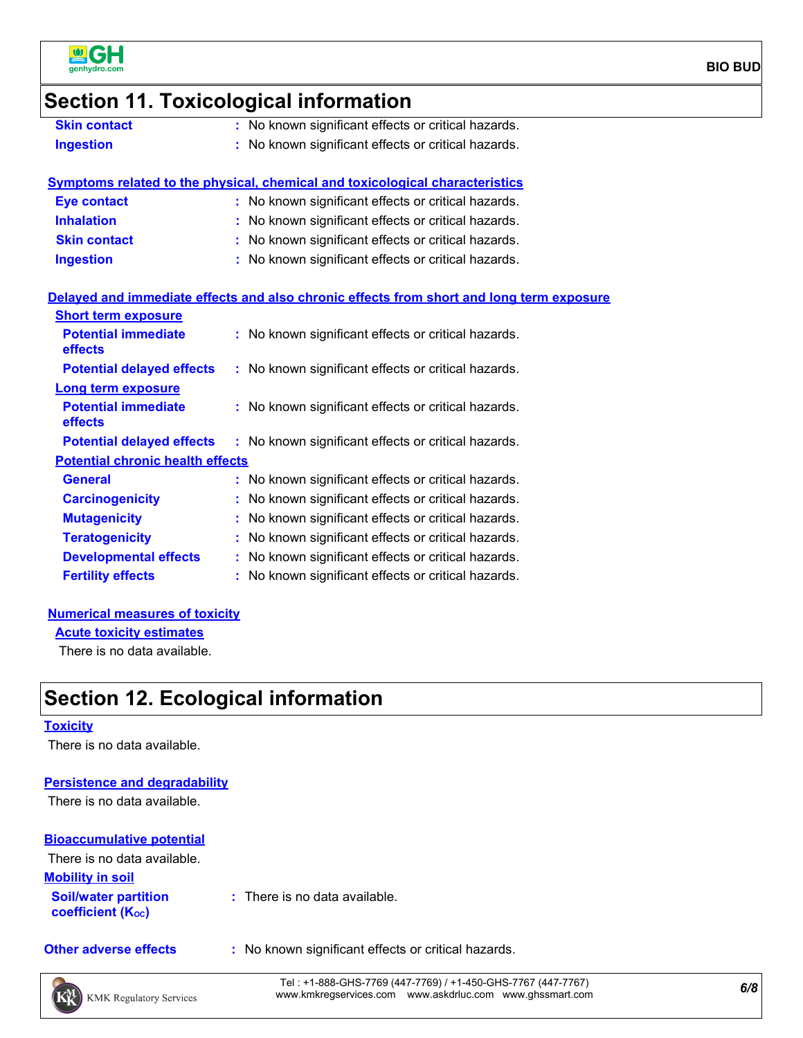## Section 11. Toxicological information

**Skin contact** : No known significant effects or critical hazards.

**Ingestion** : No known significant effects or critical hazards.

### Symptoms related to the physical, chemical and toxicological characteristics

**Eye contact** : No known significant effects or critical hazards.

**Inhalation** : No known significant effects or critical hazards.

**Skin contact** : No known significant effects or critical hazards.

**Ingestion** : No known significant effects or critical hazards.

### Delayed and immediate effects and also chronic effects from short and long term exposure

#### Short term exposure

**Potential immediate effects** : No known significant effects or critical hazards.

**Potential delayed effects** : No known significant effects or critical hazards.

#### Long term exposure

**Potential immediate effects** : No known significant effects or critical hazards.

**Potential delayed effects** : No known significant effects or critical hazards.

#### Potential chronic health effects

**General** : No known significant effects or critical hazards.

**Carcinogenicity** : No known significant effects or critical hazards.

**Mutagenicity** : No known significant effects or critical hazards.

**Teratogenicity** : No known significant effects or critical hazards.

**Developmental effects** : No known significant effects or critical hazards.

**Fertility effects** : No known significant effects or critical hazards.

### Numerical measures of toxicity

#### Acute toxicity estimates

There is no data available.

## Section 12. Ecological information

### Toxicity

There is no data available.

### Persistence and degradability

There is no data available.

### Bioaccumulative potential

There is no data available.

### Mobility in soil

**Soil/water partition coefficient ($K_{OC}$)** : There is no data available.

**Other adverse effects** : No known significant effects or critical hazards.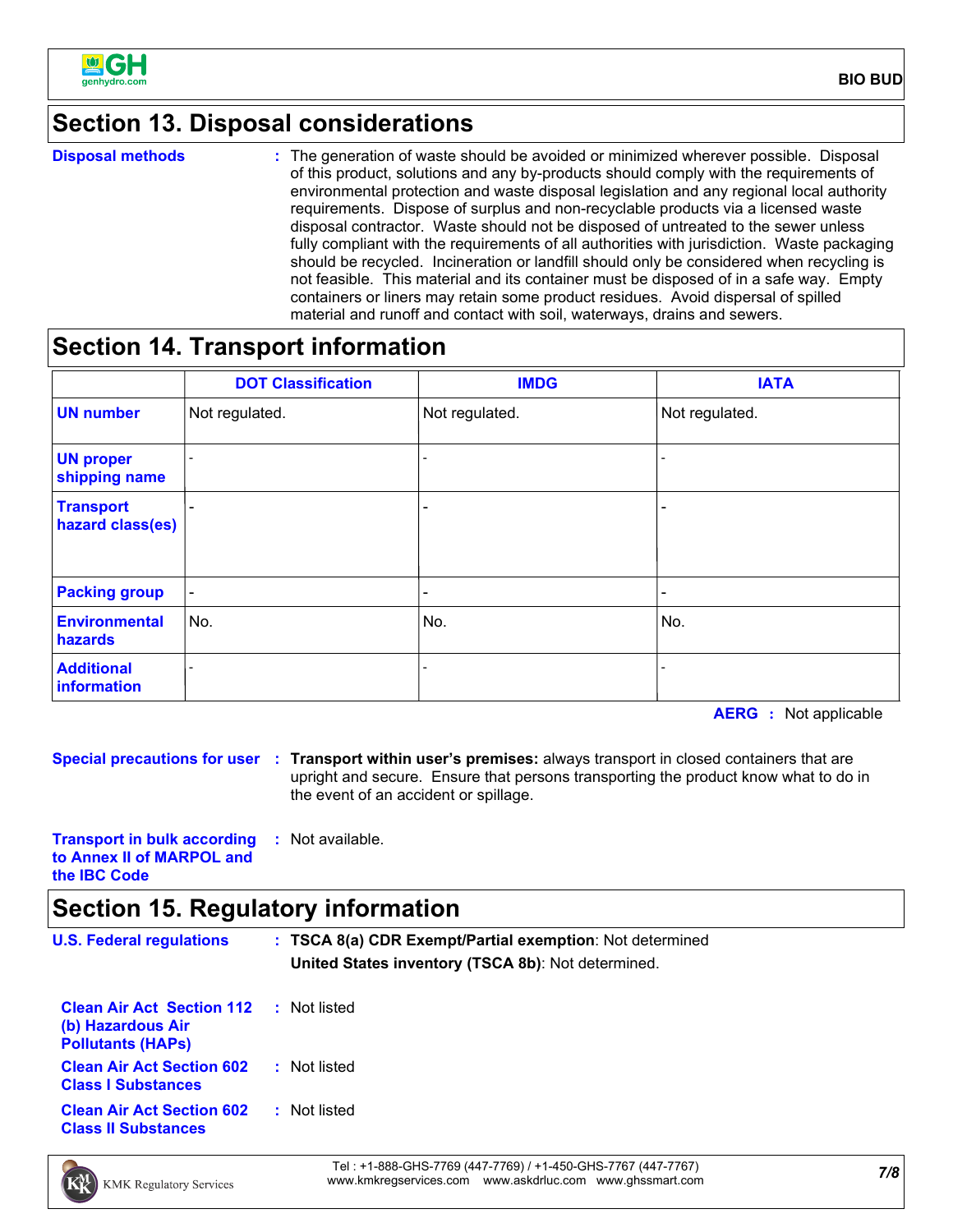## Section 13. Disposal considerations

**Disposal methods** : The generation of waste should be avoided or minimized wherever possible. Disposal of this product, solutions and any by-products should comply with the requirements of environmental protection and waste disposal legislation and any regional local authority requirements. Dispose of surplus and non-recyclable products via a licensed waste disposal contractor. Waste should not be disposed of untreated to the sewer unless fully compliant with the requirements of all authorities with jurisdiction. Waste packaging should be recycled. Incineration or landfill should only be considered when recycling is not feasible. This material and its container must be disposed of in a safe way. Empty containers or liners may retain some product residues. Avoid dispersal of spilled material and runoff and contact with soil, waterways, drains and sewers.

## Section 14. Transport information

| | DOT Classification | IMDG | IATA |
|---|---|---|---|
| UN number | Not regulated. | Not regulated. | Not regulated. |
| UN proper shipping name | - | - | - |
| Transport hazard class(es) | - | - | - |
| Packing group | - | - | - |
| Environmental hazards | No. | No. | No. |
| Additional information | - | - | - |

**AERG** : Not applicable

**Special precautions for user** : **Transport within user's premises:** always transport in closed containers that are upright and secure. Ensure that persons transporting the product know what to do in the event of an accident or spillage.

**Transport in bulk according to Annex II of MARPOL and the IBC Code** : Not available.

## Section 15. Regulatory information

**U.S. Federal regulations** : **TSCA 8(a) CDR Exempt/Partial exemption**: Not determined

**United States inventory (TSCA 8b)**: Not determined.

**Clean Air Act Section 112 (b) Hazardous Air Pollutants (HAPs)** : Not listed

**Clean Air Act Section 602 Class I Substances** : Not listed

**Clean Air Act Section 602 Class II Substances** : Not listed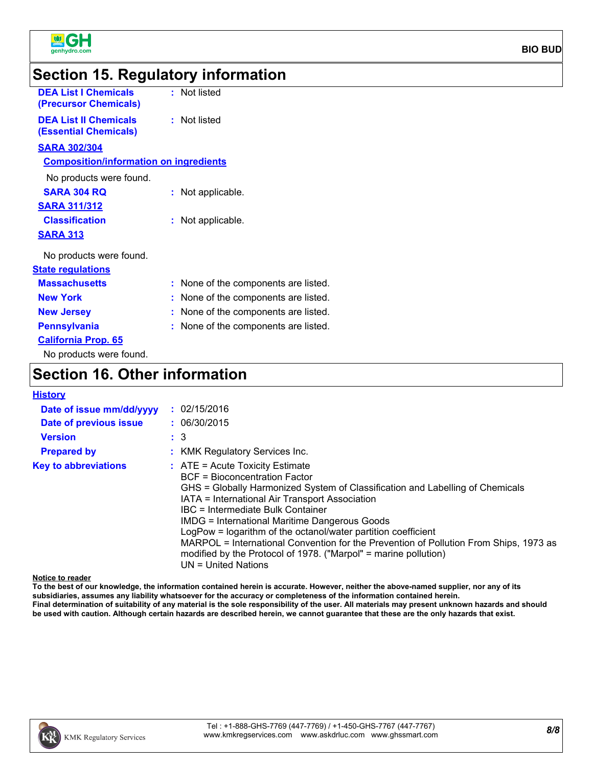## Section 15. Regulatory information

**DEA List I Chemicals (Precursor Chemicals)** : Not listed

**DEA List II Chemicals (Essential Chemicals)** : Not listed

**SARA 302/304**

**Composition/information on ingredients**

No products were found.

**SARA 304 RQ** : Not applicable.

**SARA 311/312**

**Classification** : Not applicable.

**SARA 313**

No products were found.

**State regulations**

**Massachusetts** : None of the components are listed.

**New York** : None of the components are listed.

**New Jersey** : None of the components are listed.

**Pennsylvania** : None of the components are listed.

**California Prop. 65**

No products were found.

## Section 16. Other information

**History**

**Date of issue mm/dd/yyyy** : 02/15/2016

**Date of previous issue** : 06/30/2015

**Version** : 3

**Prepared by** : KMK Regulatory Services Inc.

**Key to abbreviations** : ATE = Acute Toxicity Estimate
BCF = Bioconcentration Factor
GHS = Globally Harmonized System of Classification and Labelling of Chemicals
IATA = International Air Transport Association
IBC = Intermediate Bulk Container
IMDG = International Maritime Dangerous Goods
LogPow = logarithm of the octanol/water partition coefficient
MARPOL = International Convention for the Prevention of Pollution From Ships, 1973 as modified by the Protocol of 1978. ("Marpol" = marine pollution)
UN = United Nations

**Notice to reader**

**To the best of our knowledge, the information contained herein is accurate. However, neither the above-named supplier, nor any of its subsidiaries, assumes any liability whatsoever for the accuracy or completeness of the information contained herein.**
**Final determination of suitability of any material is the sole responsibility of the user. All materials may present unknown hazards and should be used with caution. Although certain hazards are described herein, we cannot guarantee that these are the only hazards that exist.**